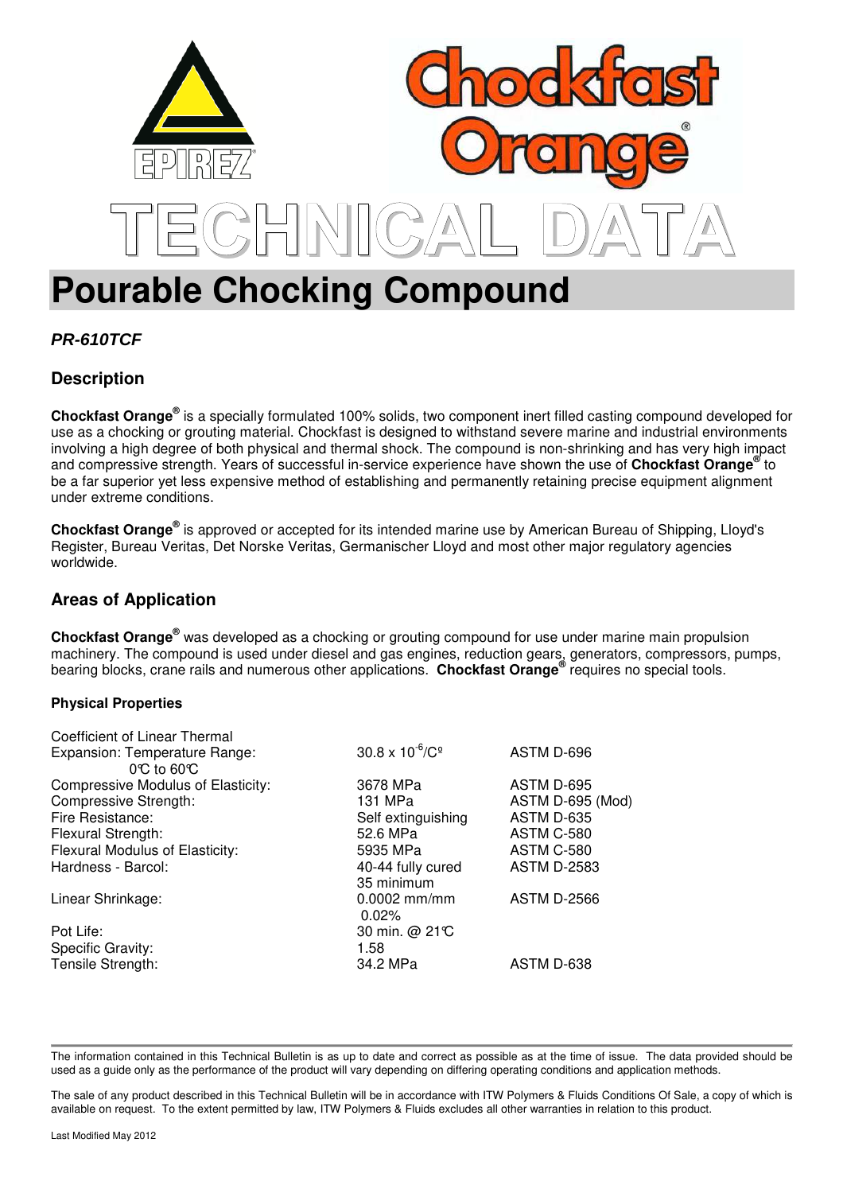# Chockfast Orange®

# TECHNICAL DATA

# Pourable Chocking Compound

***PR-610TCF***

## Description

**Chockfast Orange®** is a specially formulated 100% solids, two component inert filled casting compound developed for use as a chocking or grouting material. Chockfast is designed to withstand severe marine and industrial environments involving a high degree of both physical and thermal shock. The compound is non-shrinking and has very high impact and compressive strength. Years of successful in-service experience have shown the use of **Chockfast Orange®** to be a far superior yet less expensive method of establishing and permanently retaining precise equipment alignment under extreme conditions.

**Chockfast Orange®** is approved or accepted for its intended marine use by American Bureau of Shipping, Lloyd's Register, Bureau Veritas, Det Norske Veritas, Germanischer Lloyd and most other major regulatory agencies worldwide.

## Areas of Application

**Chockfast Orange®** was developed as a chocking or grouting compound for use under marine main propulsion machinery. The compound is used under diesel and gas engines, reduction gears, generators, compressors, pumps, bearing blocks, crane rails and numerous other applications. **Chockfast Orange®** requires no special tools.

#### Physical Properties

| Property | Value | Test Method |
|---|---|---|
| Coefficient of Linear Thermal Expansion: Temperature Range: 0℃ to 60℃ | $30.8 \times 10^{-6}$/C° | ASTM D-696 |
| Compressive Modulus of Elasticity: | 3678 MPa | ASTM D-695 |
| Compressive Strength: | 131 MPa | ASTM D-695 (Mod) |
| Fire Resistance: | Self extinguishing | ASTM D-635 |
| Flexural Strength: | 52.6 MPa | ASTM C-580 |
| Flexural Modulus of Elasticity: | 5935 MPa | ASTM C-580 |
| Hardness - Barcol: | 40-44 fully cured<br>35 minimum | ASTM D-2583 |
| Linear Shrinkage: | 0.0002 mm/mm<br>0.02% | ASTM D-2566 |
| Pot Life: | 30 min. @ 21℃ | |
| Specific Gravity: | 1.58 | |
| Tensile Strength: | 34.2 MPa | ASTM D-638 |

The information contained in this Technical Bulletin is as up to date and correct as possible as at the time of issue. The data provided should be used as a guide only as the performance of the product will vary depending on differing operating conditions and application methods.

The sale of any product described in this Technical Bulletin will be in accordance with ITW Polymers & Fluids Conditions Of Sale, a copy of which is available on request. To the extent permitted by law, ITW Polymers & Fluids excludes all other warranties in relation to this product.

Last Modified May 2012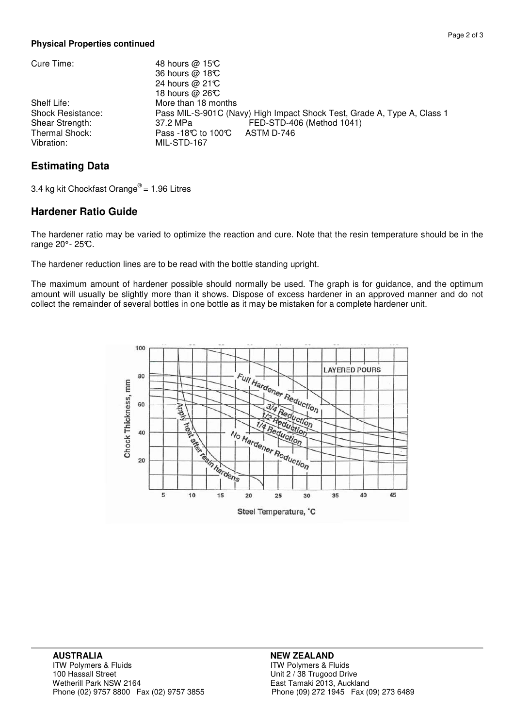**Physical Properties continued**

| | |
|---|---|
| Cure Time: | 48 hours @ 15℃ |
| | 36 hours @ 18℃ |
| | 24 hours @ 21℃ |
| | 18 hours @ 26℃ |
| Shelf Life: | More than 18 months |
| Shock Resistance: | Pass MIL-S-901C (Navy) High Impact Shock Test, Grade A, Type A, Class 1 |
| Shear Strength: | 37.2 MPa    FED-STD-406 (Method 1041) |
| Thermal Shock: | Pass -18℃ to 100℃    ASTM D-746 |
| Vibration: | MIL-STD-167 |

## Estimating Data

3.4 kg kit Chockfast Orange® = 1.96 Litres

## Hardener Ratio Guide

The hardener ratio may be varied to optimize the reaction and cure. Note that the resin temperature should be in the range 20°- 25℃.

The hardener reduction lines are to be read with the bottle standing upright.

The maximum amount of hardener possible should normally be used. The graph is for guidance, and the optimum amount will usually be slightly more than it shows. Dispose of excess hardener in an approved manner and do not collect the remainder of several bottles in one bottle as it may be mistaken for a complete hardener unit.

**AUSTRALIA**
ITW Polymers & Fluids
100 Hassall Street
Wetherill Park NSW 2164
Phone (02) 9757 8800 Fax (02) 9757 3855

**NEW ZEALAND**
ITW Polymers & Fluids
Unit 2 / 38 Trugood Drive
East Tamaki 2013, Auckland
Phone (09) 272 1945 Fax (09) 273 6489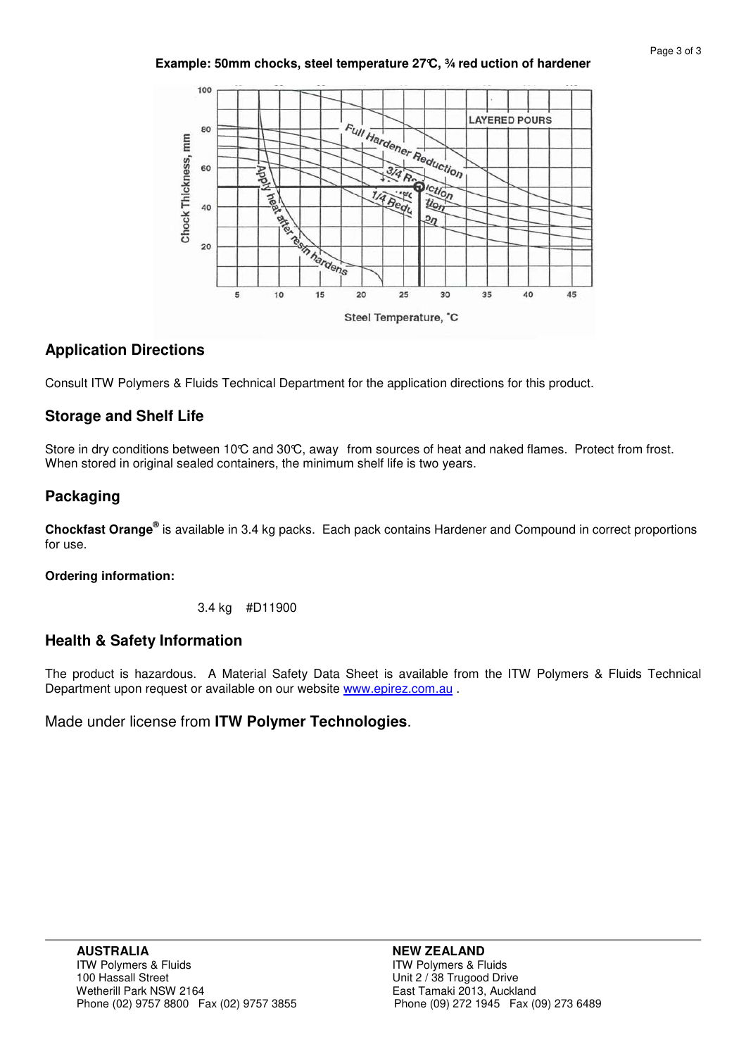**Example: 50mm chocks, steel temperature 27℃, ¾ red uction of hardener**

LAYERED POURS

Full Hardener Reduction

3/4 Reduction

1/2 Reduction

1/4 Reduction

Apply heat after resin hardens

Chock Thickness, mm

100
80
60
40
20

5 10 15 20 25 30 35 40 45

Steel Temperature, °C

## Application Directions

Consult ITW Polymers & Fluids Technical Department for the application directions for this product.

## Storage and Shelf Life

Store in dry conditions between 10℃ and 30℃, away from sources of heat and naked flames. Protect from frost. When stored in original sealed containers, the minimum shelf life is two years.

## Packaging

**Chockfast Orange®** is available in 3.4 kg packs. Each pack contains Hardener and Compound in correct proportions for use.

**Ordering information:**

3.4 kg #D11900

## Health & Safety Information

The product is hazardous. A Material Safety Data Sheet is available from the ITW Polymers & Fluids Technical Department upon request or available on our website www.epirez.com.au .

Made under license from **ITW Polymer Technologies**.

**AUSTRALIA**
ITW Polymers & Fluids
100 Hassall Street
Wetherill Park NSW 2164
Phone (02) 9757 8800 Fax (02) 9757 3855

**NEW ZEALAND**
ITW Polymers & Fluids
Unit 2 / 38 Trugood Drive
East Tamaki 2013, Auckland
Phone (09) 272 1945 Fax (09) 273 6489